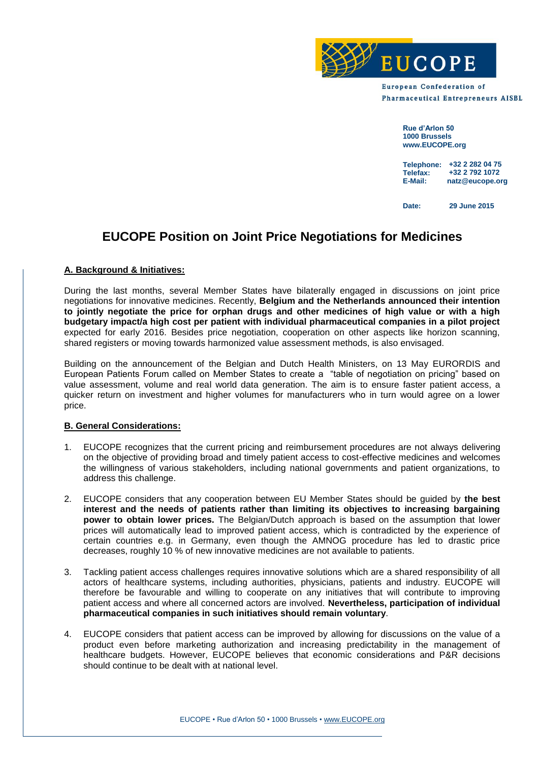EUCOPE

European Confederation of Pharmaceutical Entrepreneurs AISBL

**Rue d'Arlon 50**
**1000 Brussels**
**www.EUCOPE.org**

**Telephone:** +32 2 282 04 75
**Telefax:** +32 2 792 1072
**E-Mail:** natz@eucope.org

**Date:** 29 June 2015

# EUCOPE Position on Joint Price Negotiations for Medicines

## A. Background & Initiatives:

During the last months, several Member States have bilaterally engaged in discussions on joint price negotiations for innovative medicines. Recently, **Belgium and the Netherlands announced their intention to jointly negotiate the price for orphan drugs and other medicines of high value or with a high budgetary impact/a high cost per patient with individual pharmaceutical companies in a pilot project** expected for early 2016. Besides price negotiation, cooperation on other aspects like horizon scanning, shared registers or moving towards harmonized value assessment methods, is also envisaged.

Building on the announcement of the Belgian and Dutch Health Ministers, on 13 May EURORDIS and European Patients Forum called on Member States to create a "table of negotiation on pricing" based on value assessment, volume and real world data generation. The aim is to ensure faster patient access, a quicker return on investment and higher volumes for manufacturers who in turn would agree on a lower price.

## B. General Considerations:

1. EUCOPE recognizes that the current pricing and reimbursement procedures are not always delivering on the objective of providing broad and timely patient access to cost-effective medicines and welcomes the willingness of various stakeholders, including national governments and patient organizations, to address this challenge.

2. EUCOPE considers that any cooperation between EU Member States should be guided by **the best interest and the needs of patients rather than limiting its objectives to increasing bargaining power to obtain lower prices.** The Belgian/Dutch approach is based on the assumption that lower prices will automatically lead to improved patient access, which is contradicted by the experience of certain countries e.g. in Germany, even though the AMNOG procedure has led to drastic price decreases, roughly 10 % of new innovative medicines are not available to patients.

3. Tackling patient access challenges requires innovative solutions which are a shared responsibility of all actors of healthcare systems, including authorities, physicians, patients and industry. EUCOPE will therefore be favourable and willing to cooperate on any initiatives that will contribute to improving patient access and where all concerned actors are involved. **Nevertheless, participation of individual pharmaceutical companies in such initiatives should remain voluntary**.

4. EUCOPE considers that patient access can be improved by allowing for discussions on the value of a product even before marketing authorization and increasing predictability in the management of healthcare budgets. However, EUCOPE believes that economic considerations and P&R decisions should continue to be dealt with at national level.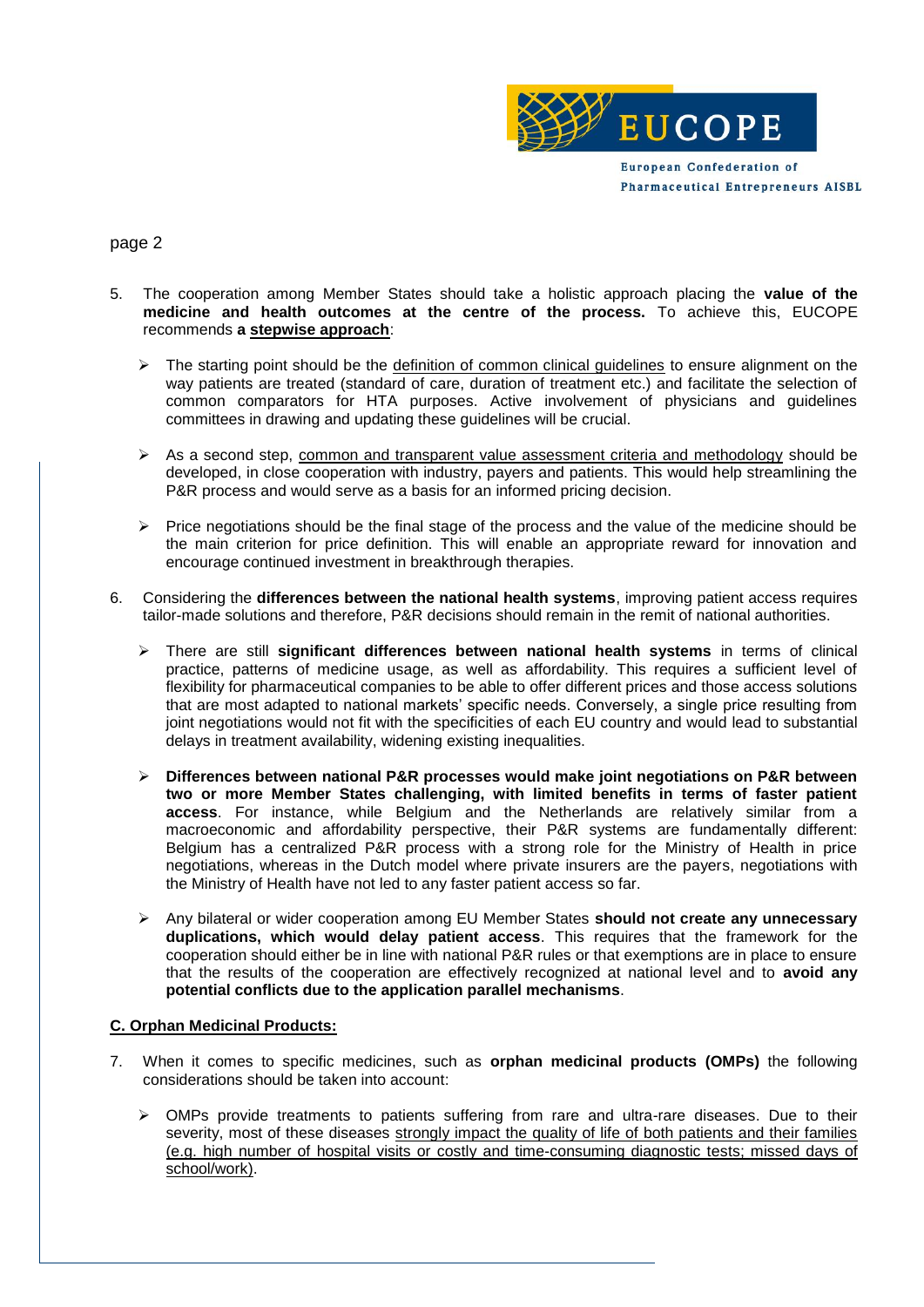5. The cooperation among Member States should take a holistic approach placing the **value of the medicine and health outcomes at the centre of the process.** To achieve this, EUCOPE recommends **a stepwise approach**:

   - The starting point should be the definition of common clinical guidelines to ensure alignment on the way patients are treated (standard of care, duration of treatment etc.) and facilitate the selection of common comparators for HTA purposes. Active involvement of physicians and guidelines committees in drawing and updating these guidelines will be crucial.

   - As a second step, common and transparent value assessment criteria and methodology should be developed, in close cooperation with industry, payers and patients. This would help streamlining the P&R process and would serve as a basis for an informed pricing decision.

   - Price negotiations should be the final stage of the process and the value of the medicine should be the main criterion for price definition. This will enable an appropriate reward for innovation and encourage continued investment in breakthrough therapies.

6. Considering the **differences between the national health systems**, improving patient access requires tailor-made solutions and therefore, P&R decisions should remain in the remit of national authorities.

   - There are still **significant differences between national health systems** in terms of clinical practice, patterns of medicine usage, as well as affordability. This requires a sufficient level of flexibility for pharmaceutical companies to be able to offer different prices and those access solutions that are most adapted to national markets' specific needs. Conversely, a single price resulting from joint negotiations would not fit with the specificities of each EU country and would lead to substantial delays in treatment availability, widening existing inequalities.

   - **Differences between national P&R processes would make joint negotiations on P&R between two or more Member States challenging, with limited benefits in terms of faster patient access**. For instance, while Belgium and the Netherlands are relatively similar from a macroeconomic and affordability perspective, their P&R systems are fundamentally different: Belgium has a centralized P&R process with a strong role for the Ministry of Health in price negotiations, whereas in the Dutch model where private insurers are the payers, negotiations with the Ministry of Health have not led to any faster patient access so far.

   - Any bilateral or wider cooperation among EU Member States **should not create any unnecessary duplications, which would delay patient access**. This requires that the framework for the cooperation should either be in line with national P&R rules or that exemptions are in place to ensure that the results of the cooperation are effectively recognized at national level and to **avoid any potential conflicts due to the application parallel mechanisms**.

## C. Orphan Medicinal Products:

7. When it comes to specific medicines, such as **orphan medicinal products (OMPs)** the following considerations should be taken into account:

   - OMPs provide treatments to patients suffering from rare and ultra-rare diseases. Due to their severity, most of these diseases strongly impact the quality of life of both patients and their families (e.g. high number of hospital visits or costly and time-consuming diagnostic tests; missed days of school/work).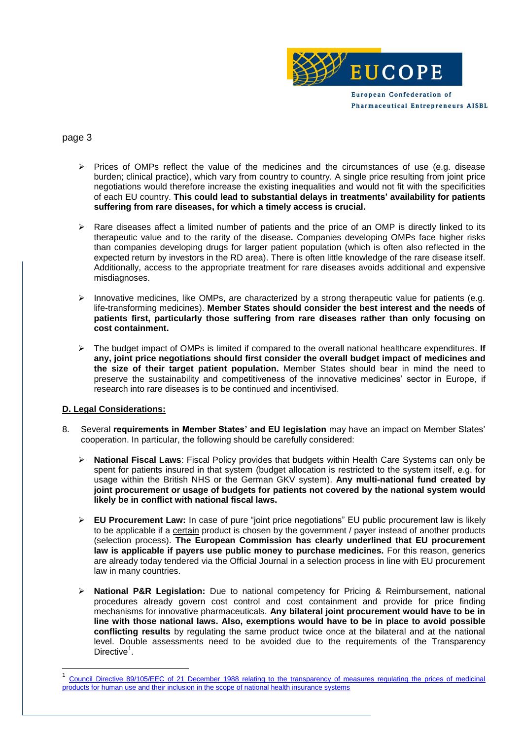- Prices of OMPs reflect the value of the medicines and the circumstances of use (e.g. disease burden; clinical practice), which vary from country to country. A single price resulting from joint price negotiations would therefore increase the existing inequalities and would not fit with the specificities of each EU country. **This could lead to substantial delays in treatments' availability for patients suffering from rare diseases, for which a timely access is crucial.**

- Rare diseases affect a limited number of patients and the price of an OMP is directly linked to its therapeutic value and to the rarity of the disease**.** Companies developing OMPs face higher risks than companies developing drugs for larger patient population (which is often also reflected in the expected return by investors in the RD area). There is often little knowledge of the rare disease itself. Additionally, access to the appropriate treatment for rare diseases avoids additional and expensive misdiagnoses.

- Innovative medicines, like OMPs, are characterized by a strong therapeutic value for patients (e.g. life-transforming medicines). **Member States should consider the best interest and the needs of patients first, particularly those suffering from rare diseases rather than only focusing on cost containment.**

- The budget impact of OMPs is limited if compared to the overall national healthcare expenditures. **If any, joint price negotiations should first consider the overall budget impact of medicines and the size of their target patient population.** Member States should bear in mind the need to preserve the sustainability and competitiveness of the innovative medicines' sector in Europe, if research into rare diseases is to be continued and incentivised.

**D. Legal Considerations:**

8. Several **requirements in Member States' and EU legislation** may have an impact on Member States' cooperation. In particular, the following should be carefully considered:

   - **National Fiscal Laws**: Fiscal Policy provides that budgets within Health Care Systems can only be spent for patients insured in that system (budget allocation is restricted to the system itself, e.g. for usage within the British NHS or the German GKV system). **Any multi-national fund created by joint procurement or usage of budgets for patients not covered by the national system would likely be in conflict with national fiscal laws.**

   - **EU Procurement Law:** In case of pure "joint price negotiations" EU public procurement law is likely to be applicable if a certain product is chosen by the government / payer instead of another products (selection process). **The European Commission has clearly underlined that EU procurement law is applicable if payers use public money to purchase medicines.** For this reason, generics are already today tendered via the Official Journal in a selection process in line with EU procurement law in many countries.

   - **National P&R Legislation:** Due to national competency for Pricing & Reimbursement, national procedures already govern cost control and cost containment and provide for price finding mechanisms for innovative pharmaceuticals. **Any bilateral joint procurement would have to be in line with those national laws. Also, exemptions would have to be in place to avoid possible conflicting results** by regulating the same product twice once at the bilateral and at the national level. Double assessments need to be avoided due to the requirements of the Transparency Directive[1].

[1] Council Directive 89/105/EEC of 21 December 1988 relating to the transparency of measures regulating the prices of medicinal products for human use and their inclusion in the scope of national health insurance systems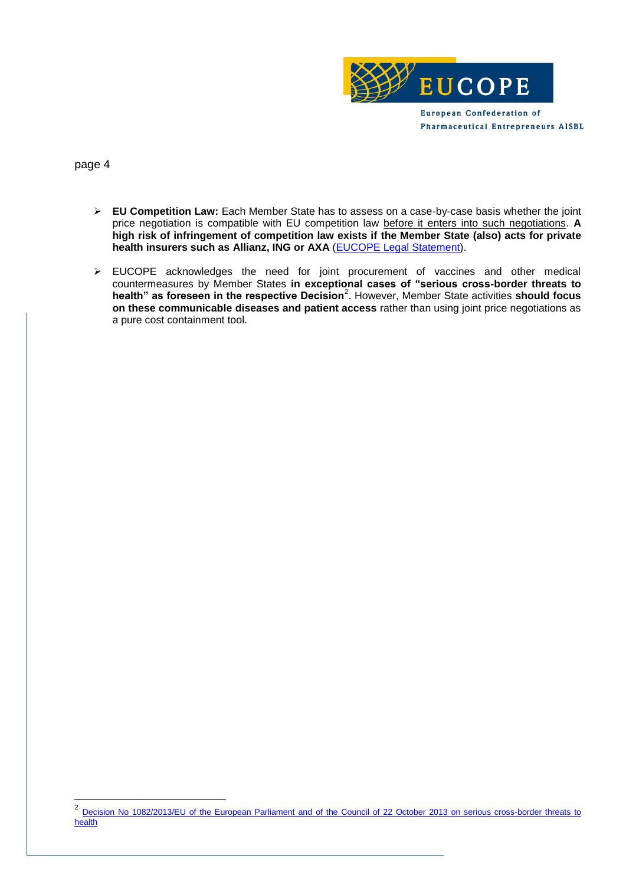- **EU Competition Law:** Each Member State has to assess on a case-by-case basis whether the joint price negotiation is compatible with EU competition law before it enters into such negotiations. **A high risk of infringement of competition law exists if the Member State (also) acts for private health insurers such as Allianz, ING or AXA** ([EUCOPE Legal Statement]()).

- EUCOPE acknowledges the need for joint procurement of vaccines and other medical countermeasures by Member States **in exceptional cases of "serious cross-border threats to health" as foreseen in the respective Decision**[2]. However, Member State activities **should focus on these communicable diseases and patient access** rather than using joint price negotiations as a pure cost containment tool.

---

[2] Decision No 1082/2013/EU of the European Parliament and of the Council of 22 October 2013 on serious cross-border threats to health